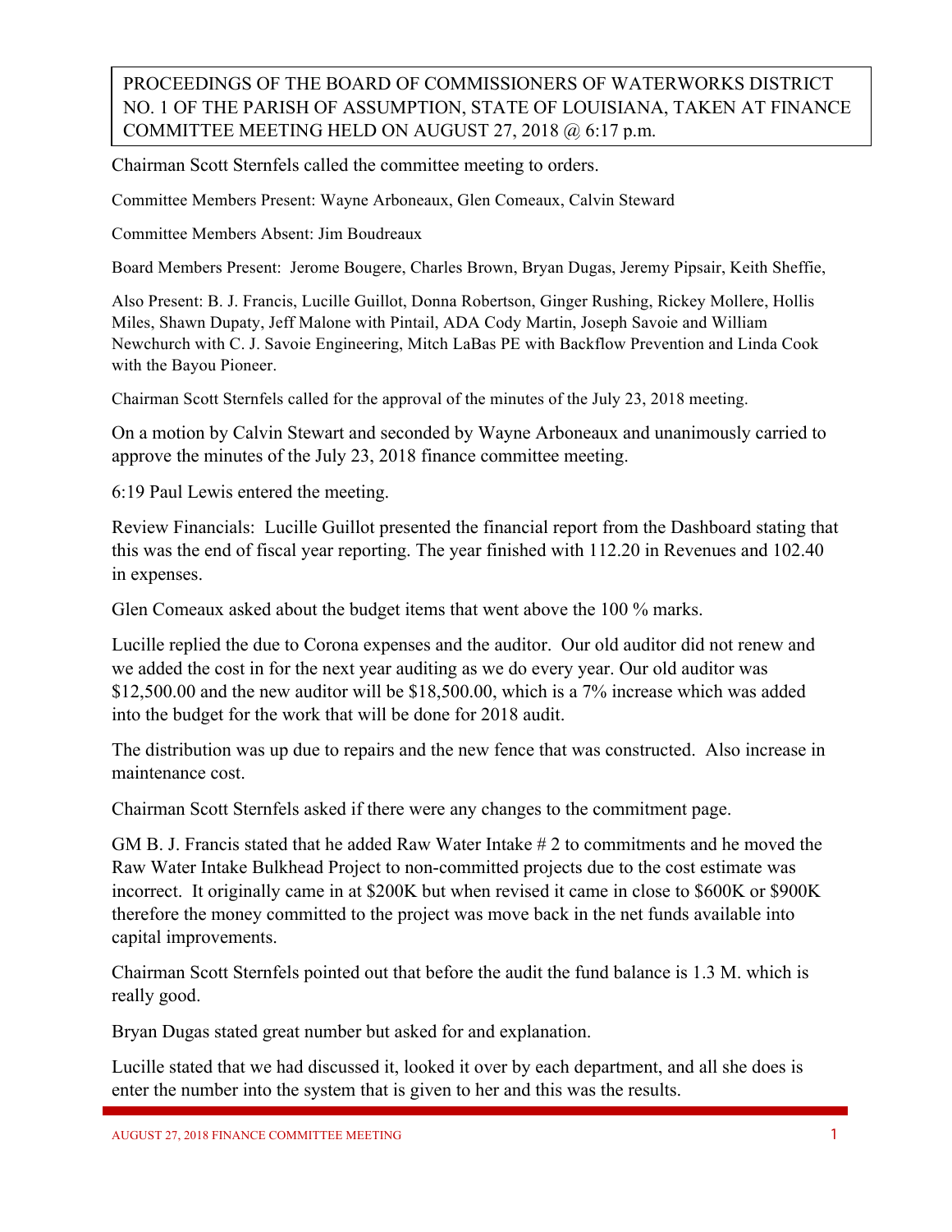PROCEEDINGS OF THE BOARD OF COMMISSIONERS OF WATERWORKS DISTRICT NO. 1 OF THE PARISH OF ASSUMPTION, STATE OF LOUISIANA, TAKEN AT FINANCE COMMITTEE MEETING HELD ON AUGUST 27, 2018 @ 6:17 p.m.

Chairman Scott Sternfels called the committee meeting to orders.

Committee Members Present: Wayne Arboneaux, Glen Comeaux, Calvin Steward

Committee Members Absent: Jim Boudreaux

Board Members Present: Jerome Bougere, Charles Brown, Bryan Dugas, Jeremy Pipsair, Keith Sheffie,

Also Present: B. J. Francis, Lucille Guillot, Donna Robertson, Ginger Rushing, Rickey Mollere, Hollis Miles, Shawn Dupaty, Jeff Malone with Pintail, ADA Cody Martin, Joseph Savoie and William Newchurch with C. J. Savoie Engineering, Mitch LaBas PE with Backflow Prevention and Linda Cook with the Bayou Pioneer.

Chairman Scott Sternfels called for the approval of the minutes of the July 23, 2018 meeting.

On a motion by Calvin Stewart and seconded by Wayne Arboneaux and unanimously carried to approve the minutes of the July 23, 2018 finance committee meeting.

6:19 Paul Lewis entered the meeting.

Review Financials: Lucille Guillot presented the financial report from the Dashboard stating that this was the end of fiscal year reporting. The year finished with 112.20 in Revenues and 102.40 in expenses.

Glen Comeaux asked about the budget items that went above the 100 % marks.

Lucille replied the due to Corona expenses and the auditor. Our old auditor did not renew and we added the cost in for the next year auditing as we do every year. Our old auditor was $12,500.00 and the new auditor will be $18,500.00, which is a 7% increase which was added into the budget for the work that will be done for 2018 audit.

The distribution was up due to repairs and the new fence that was constructed. Also increase in maintenance cost.

Chairman Scott Sternfels asked if there were any changes to the commitment page.

GM B. J. Francis stated that he added Raw Water Intake # 2 to commitments and he moved the Raw Water Intake Bulkhead Project to non-committed projects due to the cost estimate was incorrect. It originally came in at $200K but when revised it came in close to $600K or $900K therefore the money committed to the project was move back in the net funds available into capital improvements.

Chairman Scott Sternfels pointed out that before the audit the fund balance is 1.3 M. which is really good.

Bryan Dugas stated great number but asked for and explanation.

Lucille stated that we had discussed it, looked it over by each department, and all she does is enter the number into the system that is given to her and this was the results.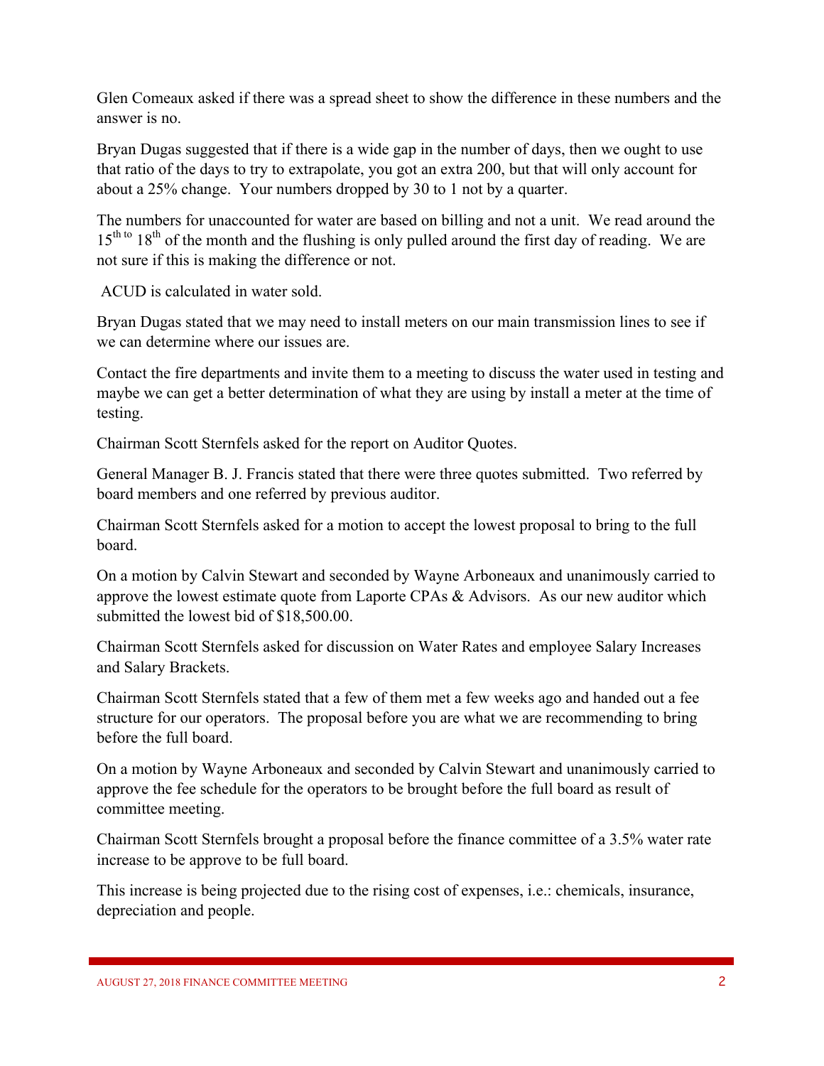Glen Comeaux asked if there was a spread sheet to show the difference in these numbers and the answer is no.

Bryan Dugas suggested that if there is a wide gap in the number of days, then we ought to use that ratio of the days to try to extrapolate, you got an extra 200, but that will only account for about a 25% change. Your numbers dropped by 30 to 1 not by a quarter.

The numbers for unaccounted for water are based on billing and not a unit. We read around the 15th to 18th of the month and the flushing is only pulled around the first day of reading. We are not sure if this is making the difference or not.

ACUD is calculated in water sold.

Bryan Dugas stated that we may need to install meters on our main transmission lines to see if we can determine where our issues are.

Contact the fire departments and invite them to a meeting to discuss the water used in testing and maybe we can get a better determination of what they are using by install a meter at the time of testing.

Chairman Scott Sternfels asked for the report on Auditor Quotes.

General Manager B. J. Francis stated that there were three quotes submitted. Two referred by board members and one referred by previous auditor.

Chairman Scott Sternfels asked for a motion to accept the lowest proposal to bring to the full board.

On a motion by Calvin Stewart and seconded by Wayne Arboneaux and unanimously carried to approve the lowest estimate quote from Laporte CPAs & Advisors. As our new auditor which submitted the lowest bid of $18,500.00.

Chairman Scott Sternfels asked for discussion on Water Rates and employee Salary Increases and Salary Brackets.

Chairman Scott Sternfels stated that a few of them met a few weeks ago and handed out a fee structure for our operators. The proposal before you are what we are recommending to bring before the full board.

On a motion by Wayne Arboneaux and seconded by Calvin Stewart and unanimously carried to approve the fee schedule for the operators to be brought before the full board as result of committee meeting.

Chairman Scott Sternfels brought a proposal before the finance committee of a 3.5% water rate increase to be approve to be full board.

This increase is being projected due to the rising cost of expenses, i.e.: chemicals, insurance, depreciation and people.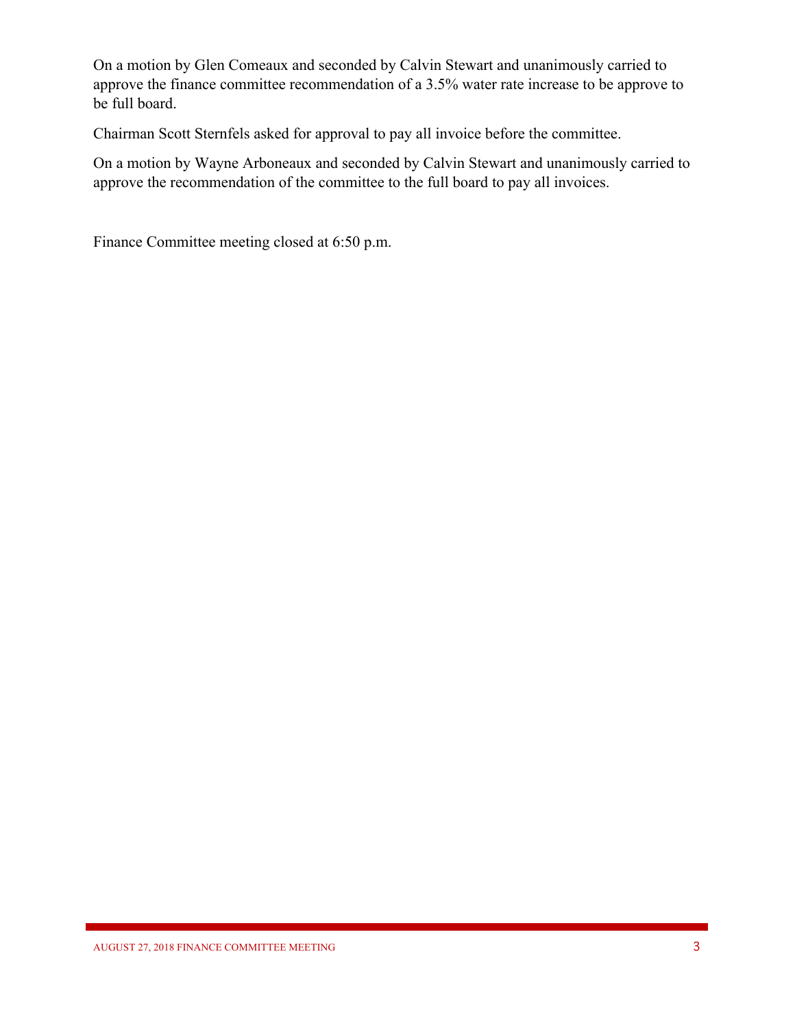On a motion by Glen Comeaux and seconded by Calvin Stewart and unanimously carried to approve the finance committee recommendation of a 3.5% water rate increase to be approve to be full board.

Chairman Scott Sternfels asked for approval to pay all invoice before the committee.

On a motion by Wayne Arboneaux and seconded by Calvin Stewart and unanimously carried to approve the recommendation of the committee to the full board to pay all invoices.

Finance Committee meeting closed at 6:50 p.m.